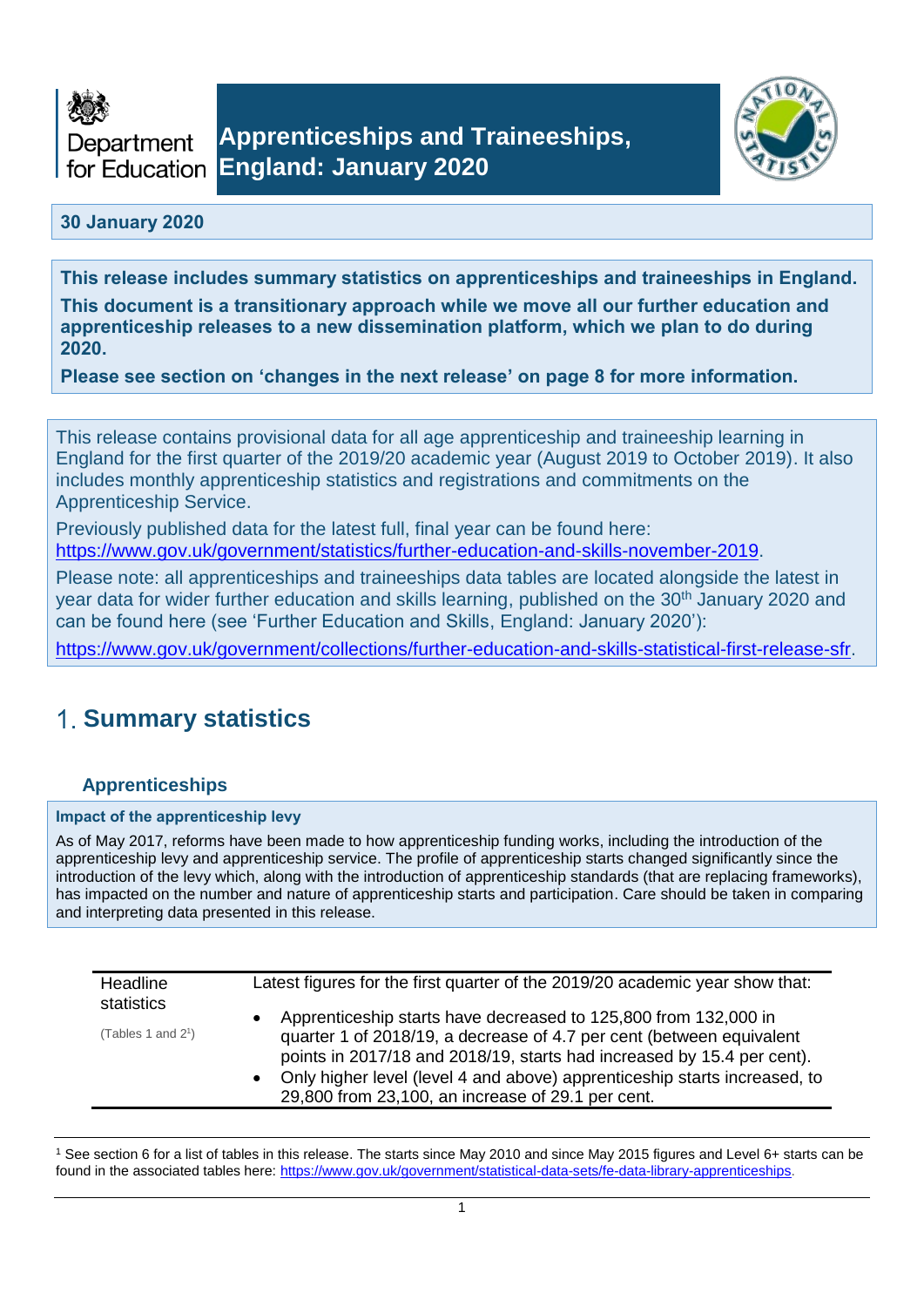# Apprenticeships and Traineeships, England: January 2020

**30 January 2020**

**This release includes summary statistics on apprenticeships and traineeships in England.**

**This document is a transitionary approach while we move all our further education and apprenticeship releases to a new dissemination platform, which we plan to do during 2020.**

**Please see section on 'changes in the next release' on page 8 for more information.**

This release contains provisional data for all age apprenticeship and traineeship learning in England for the first quarter of the 2019/20 academic year (August 2019 to October 2019). It also includes monthly apprenticeship statistics and registrations and commitments on the Apprenticeship Service.

Previously published data for the latest full, final year can be found here: https://www.gov.uk/government/statistics/further-education-and-skills-november-2019.

Please note: all apprenticeships and traineeships data tables are located alongside the latest in year data for wider further education and skills learning, published on the 30th January 2020 and can be found here (see 'Further Education and Skills, England: January 2020'):

https://www.gov.uk/government/collections/further-education-and-skills-statistical-first-release-sfr.

## 1. Summary statistics

### Apprenticeships

**Impact of the apprenticeship levy**

As of May 2017, reforms have been made to how apprenticeship funding works, including the introduction of the apprenticeship levy and apprenticeship service. The profile of apprenticeship starts changed significantly since the introduction of the levy which, along with the introduction of apprenticeship standards (that are replacing frameworks), has impacted on the number and nature of apprenticeship starts and participation. Care should be taken in comparing and interpreting data presented in this release.

| Headline statistics (Tables 1 and 2[1]) | Latest figures for the first quarter of the 2019/20 academic year show that: |
|---|---|
| | • Apprenticeship starts have decreased to 125,800 from 132,000 in quarter 1 of 2018/19, a decrease of 4.7 per cent (between equivalent points in 2017/18 and 2018/19, starts had increased by 15.4 per cent).<br>• Only higher level (level 4 and above) apprenticeship starts increased, to 29,800 from 23,100, an increase of 29.1 per cent. |

[1] See section 6 for a list of tables in this release. The starts since May 2010 and since May 2015 figures and Level 6+ starts can be found in the associated tables here: https://www.gov.uk/government/statistical-data-sets/fe-data-library-apprenticeships.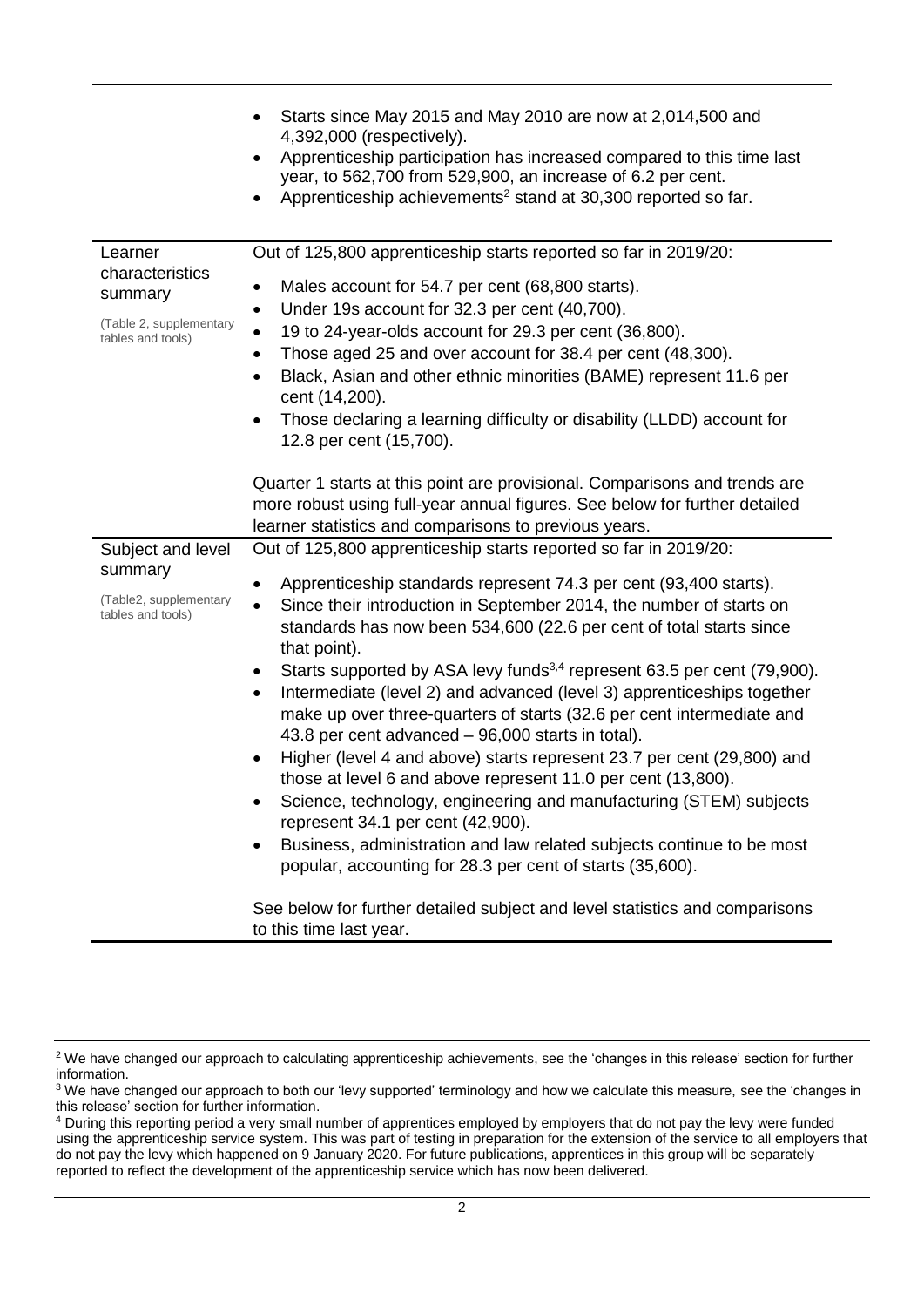|  |  |
|---|---|
|  | • Starts since May 2015 and May 2010 are now at 2,014,500 and 4,392,000 (respectively).<br>• Apprenticeship participation has increased compared to this time last year, to 562,700 from 529,900, an increase of 6.2 per cent.<br>• Apprenticeship achievements[2] stand at 30,300 reported so far. |
| Learner characteristics summary<br><br>(Table 2, supplementary tables and tools) | Out of 125,800 apprenticeship starts reported so far in 2019/20:<br><br>• Males account for 54.7 per cent (68,800 starts).<br>• Under 19s account for 32.3 per cent (40,700).<br>• 19 to 24-year-olds account for 29.3 per cent (36,800).<br>• Those aged 25 and over account for 38.4 per cent (48,300).<br>• Black, Asian and other ethnic minorities (BAME) represent 11.6 per cent (14,200).<br>• Those declaring a learning difficulty or disability (LLDD) account for 12.8 per cent (15,700).<br><br>Quarter 1 starts at this point are provisional. Comparisons and trends are more robust using full-year annual figures. See below for further detailed learner statistics and comparisons to previous years. |
| Subject and level summary<br><br>(Table2, supplementary tables and tools) | Out of 125,800 apprenticeship starts reported so far in 2019/20:<br><br>• Apprenticeship standards represent 74.3 per cent (93,400 starts).<br>• Since their introduction in September 2014, the number of starts on standards has now been 534,600 (22.6 per cent of total starts since that point).<br>• Starts supported by ASA levy funds[3,4] represent 63.5 per cent (79,900).<br>• Intermediate (level 2) and advanced (level 3) apprenticeships together make up over three-quarters of starts (32.6 per cent intermediate and 43.8 per cent advanced – 96,000 starts in total).<br>• Higher (level 4 and above) starts represent 23.7 per cent (29,800) and those at level 6 and above represent 11.0 per cent (13,800).<br>• Science, technology, engineering and manufacturing (STEM) subjects represent 34.1 per cent (42,900).<br>• Business, administration and law related subjects continue to be most popular, accounting for 28.3 per cent of starts (35,600).<br><br>See below for further detailed subject and level statistics and comparisons to this time last year. |

[2] We have changed our approach to calculating apprenticeship achievements, see the 'changes in this release' section for further information.

[3] We have changed our approach to both our 'levy supported' terminology and how we calculate this measure, see the 'changes in this release' section for further information.

[4] During this reporting period a very small number of apprentices employed by employers that do not pay the levy were funded using the apprenticeship service system. This was part of testing in preparation for the extension of the service to all employers that do not pay the levy which happened on 9 January 2020. For future publications, apprentices in this group will be separately reported to reflect the development of the apprenticeship service which has now been delivered.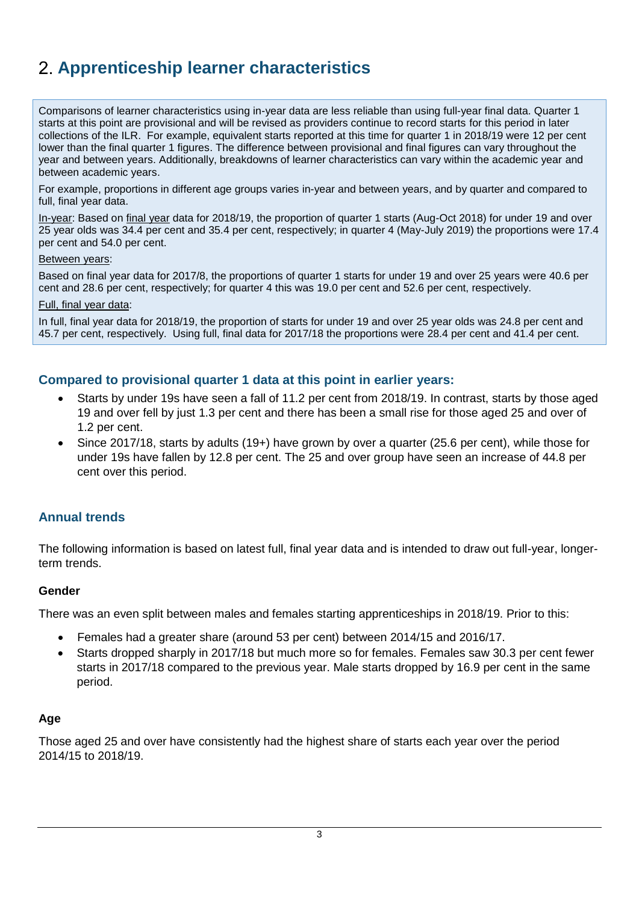## 2. Apprenticeship learner characteristics

> Comparisons of learner characteristics using in-year data are less reliable than using full-year final data. Quarter 1 starts at this point are provisional and will be revised as providers continue to record starts for this period in later collections of the ILR. For example, equivalent starts reported at this time for quarter 1 in 2018/19 were 12 per cent lower than the final quarter 1 figures. The difference between provisional and final figures can vary throughout the year and between years. Additionally, breakdowns of learner characteristics can vary within the academic year and between academic years.
>
> For example, proportions in different age groups varies in-year and between years, and by quarter and compared to full, final year data.
>
> In-year: Based on final year data for 2018/19, the proportion of quarter 1 starts (Aug-Oct 2018) for under 19 and over 25 year olds was 34.4 per cent and 35.4 per cent, respectively; in quarter 4 (May-July 2019) the proportions were 17.4 per cent and 54.0 per cent.
>
> Between years:
>
> Based on final year data for 2017/8, the proportions of quarter 1 starts for under 19 and over 25 years were 40.6 per cent and 28.6 per cent, respectively; for quarter 4 this was 19.0 per cent and 52.6 per cent, respectively.
>
> Full, final year data:
>
> In full, final year data for 2018/19, the proportion of starts for under 19 and over 25 year olds was 24.8 per cent and 45.7 per cent, respectively. Using full, final data for 2017/18 the proportions were 28.4 per cent and 41.4 per cent.

### Compared to provisional quarter 1 data at this point in earlier years:

- Starts by under 19s have seen a fall of 11.2 per cent from 2018/19. In contrast, starts by those aged 19 and over fell by just 1.3 per cent and there has been a small rise for those aged 25 and over of 1.2 per cent.
- Since 2017/18, starts by adults (19+) have grown by over a quarter (25.6 per cent), while those for under 19s have fallen by 12.8 per cent. The 25 and over group have seen an increase of 44.8 per cent over this period.

### Annual trends

The following information is based on latest full, final year data and is intended to draw out full-year, longer-term trends.

#### Gender

There was an even split between males and females starting apprenticeships in 2018/19. Prior to this:

- Females had a greater share (around 53 per cent) between 2014/15 and 2016/17.
- Starts dropped sharply in 2017/18 but much more so for females. Females saw 30.3 per cent fewer starts in 2017/18 compared to the previous year. Male starts dropped by 16.9 per cent in the same period.

#### Age

Those aged 25 and over have consistently had the highest share of starts each year over the period 2014/15 to 2018/19.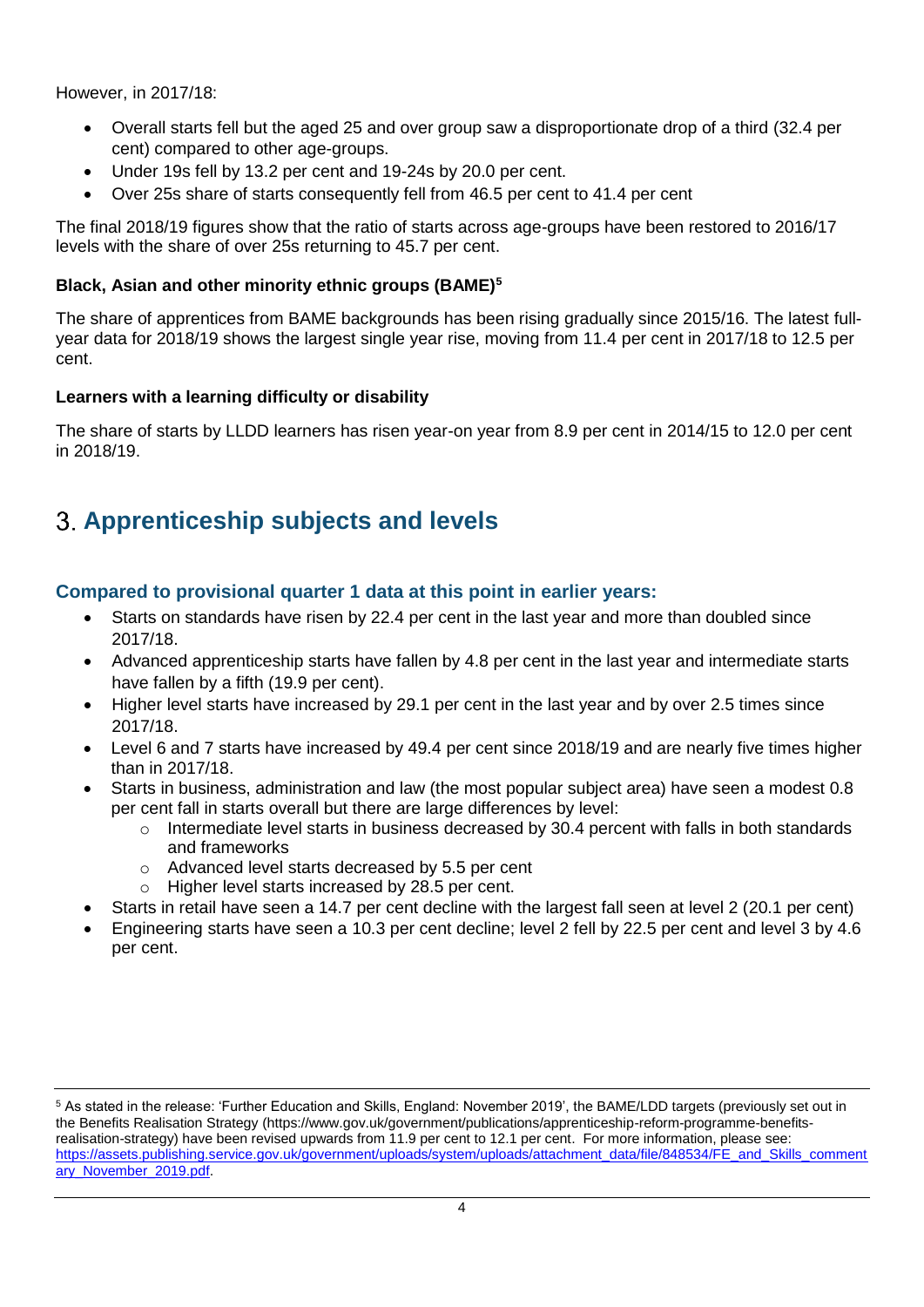However, in 2017/18:

- Overall starts fell but the aged 25 and over group saw a disproportionate drop of a third (32.4 per cent) compared to other age-groups.
- Under 19s fell by 13.2 per cent and 19-24s by 20.0 per cent.
- Over 25s share of starts consequently fell from 46.5 per cent to 41.4 per cent

The final 2018/19 figures show that the ratio of starts across age-groups have been restored to 2016/17 levels with the share of over 25s returning to 45.7 per cent.

**Black, Asian and other minority ethnic groups (BAME)[5]**

The share of apprentices from BAME backgrounds has been rising gradually since 2015/16. The latest full-year data for 2018/19 shows the largest single year rise, moving from 11.4 per cent in 2017/18 to 12.5 per cent.

**Learners with a learning difficulty or disability**

The share of starts by LLDD learners has risen year-on year from 8.9 per cent in 2014/15 to 12.0 per cent in 2018/19.

## 3. Apprenticeship subjects and levels

### Compared to provisional quarter 1 data at this point in earlier years:

- Starts on standards have risen by 22.4 per cent in the last year and more than doubled since 2017/18.
- Advanced apprenticeship starts have fallen by 4.8 per cent in the last year and intermediate starts have fallen by a fifth (19.9 per cent).
- Higher level starts have increased by 29.1 per cent in the last year and by over 2.5 times since 2017/18.
- Level 6 and 7 starts have increased by 49.4 per cent since 2018/19 and are nearly five times higher than in 2017/18.
- Starts in business, administration and law (the most popular subject area) have seen a modest 0.8 per cent fall in starts overall but there are large differences by level:
  - Intermediate level starts in business decreased by 30.4 percent with falls in both standards and frameworks
  - Advanced level starts decreased by 5.5 per cent
  - Higher level starts increased by 28.5 per cent.
- Starts in retail have seen a 14.7 per cent decline with the largest fall seen at level 2 (20.1 per cent)
- Engineering starts have seen a 10.3 per cent decline; level 2 fell by 22.5 per cent and level 3 by 4.6 per cent.

---

[5] As stated in the release: 'Further Education and Skills, England: November 2019', the BAME/LDD targets (previously set out in the Benefits Realisation Strategy (https://www.gov.uk/government/publications/apprenticeship-reform-programme-benefits-realisation-strategy) have been revised upwards from 11.9 per cent to 12.1 per cent. For more information, please see: [https://assets.publishing.service.gov.uk/government/uploads/system/uploads/attachment_data/file/848534/FE_and_Skills_commentary_November_2019.pdf](https://assets.publishing.service.gov.uk/government/uploads/system/uploads/attachment_data/file/848534/FE_and_Skills_commentary_November_2019.pdf).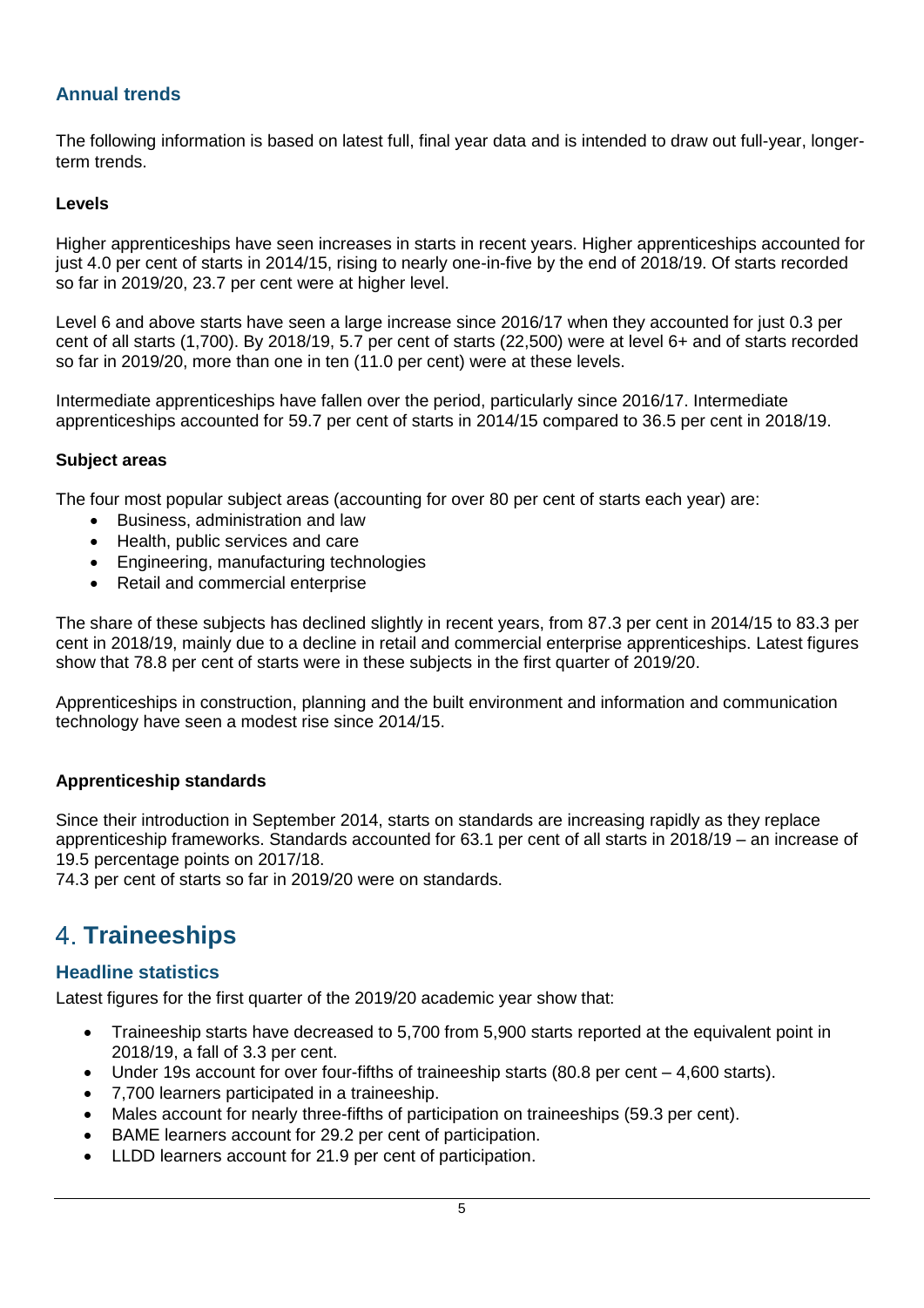### Annual trends

The following information is based on latest full, final year data and is intended to draw out full-year, longer-term trends.

**Levels**

Higher apprenticeships have seen increases in starts in recent years. Higher apprenticeships accounted for just 4.0 per cent of starts in 2014/15, rising to nearly one-in-five by the end of 2018/19. Of starts recorded so far in 2019/20, 23.7 per cent were at higher level.

Level 6 and above starts have seen a large increase since 2016/17 when they accounted for just 0.3 per cent of all starts (1,700). By 2018/19, 5.7 per cent of starts (22,500) were at level 6+ and of starts recorded so far in 2019/20, more than one in ten (11.0 per cent) were at these levels.

Intermediate apprenticeships have fallen over the period, particularly since 2016/17. Intermediate apprenticeships accounted for 59.7 per cent of starts in 2014/15 compared to 36.5 per cent in 2018/19.

**Subject areas**

The four most popular subject areas (accounting for over 80 per cent of starts each year) are:

- Business, administration and law
- Health, public services and care
- Engineering, manufacturing technologies
- Retail and commercial enterprise

The share of these subjects has declined slightly in recent years, from 87.3 per cent in 2014/15 to 83.3 per cent in 2018/19, mainly due to a decline in retail and commercial enterprise apprenticeships. Latest figures show that 78.8 per cent of starts were in these subjects in the first quarter of 2019/20.

Apprenticeships in construction, planning and the built environment and information and communication technology have seen a modest rise since 2014/15.

**Apprenticeship standards**

Since their introduction in September 2014, starts on standards are increasing rapidly as they replace apprenticeship frameworks. Standards accounted for 63.1 per cent of all starts in 2018/19 – an increase of 19.5 percentage points on 2017/18.

74.3 per cent of starts so far in 2019/20 were on standards.

## 4. Traineeships

### Headline statistics

Latest figures for the first quarter of the 2019/20 academic year show that:

- Traineeship starts have decreased to 5,700 from 5,900 starts reported at the equivalent point in 2018/19, a fall of 3.3 per cent.
- Under 19s account for over four-fifths of traineeship starts (80.8 per cent – 4,600 starts).
- 7,700 learners participated in a traineeship.
- Males account for nearly three-fifths of participation on traineeships (59.3 per cent).
- BAME learners account for 29.2 per cent of participation.
- LLDD learners account for 21.9 per cent of participation.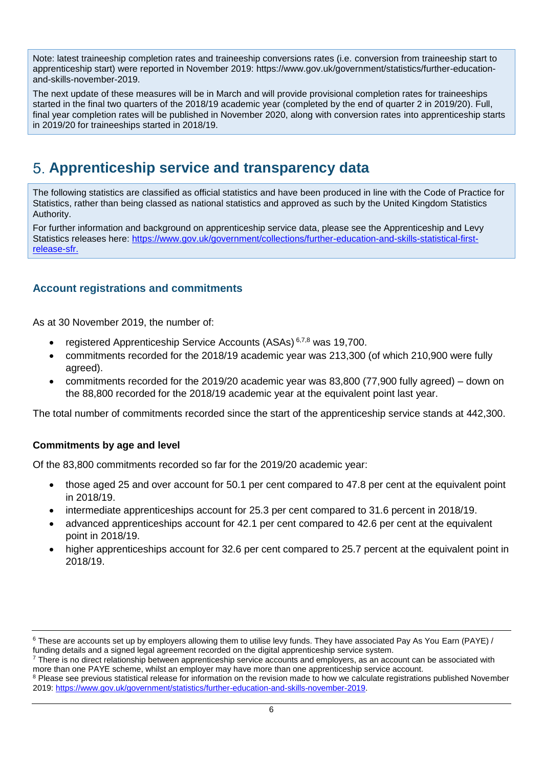Note: latest traineeship completion rates and traineeship conversions rates (i.e. conversion from traineeship start to apprenticeship start) were reported in November 2019: https://www.gov.uk/government/statistics/further-education-and-skills-november-2019.

The next update of these measures will be in March and will provide provisional completion rates for traineeships started in the final two quarters of the 2018/19 academic year (completed by the end of quarter 2 in 2019/20). Full, final year completion rates will be published in November 2020, along with conversion rates into apprenticeship starts in 2019/20 for traineeships started in 2018/19.

## 5. Apprenticeship service and transparency data

The following statistics are classified as official statistics and have been produced in line with the Code of Practice for Statistics, rather than being classed as national statistics and approved as such by the United Kingdom Statistics Authority.

For further information and background on apprenticeship service data, please see the Apprenticeship and Levy Statistics releases here: [https://www.gov.uk/government/collections/further-education-and-skills-statistical-first-release-sfr.](https://www.gov.uk/government/collections/further-education-and-skills-statistical-first-release-sfr)

### Account registrations and commitments

As at 30 November 2019, the number of:

- registered Apprenticeship Service Accounts (ASAs) [6,7,8] was 19,700.
- commitments recorded for the 2018/19 academic year was 213,300 (of which 210,900 were fully agreed).
- commitments recorded for the 2019/20 academic year was 83,800 (77,900 fully agreed) – down on the 88,800 recorded for the 2018/19 academic year at the equivalent point last year.

The total number of commitments recorded since the start of the apprenticeship service stands at 442,300.

**Commitments by age and level**

Of the 83,800 commitments recorded so far for the 2019/20 academic year:

- those aged 25 and over account for 50.1 per cent compared to 47.8 per cent at the equivalent point in 2018/19.
- intermediate apprenticeships account for 25.3 per cent compared to 31.6 percent in 2018/19.
- advanced apprenticeships account for 42.1 per cent compared to 42.6 per cent at the equivalent point in 2018/19.
- higher apprenticeships account for 32.6 per cent compared to 25.7 percent at the equivalent point in 2018/19.

---

[6] These are accounts set up by employers allowing them to utilise levy funds. They have associated Pay As You Earn (PAYE) / funding details and a signed legal agreement recorded on the digital apprenticeship service system.

[7] There is no direct relationship between apprenticeship service accounts and employers, as an account can be associated with more than one PAYE scheme, whilst an employer may have more than one apprenticeship service account.

[8] Please see previous statistical release for information on the revision made to how we calculate registrations published November 2019: [https://www.gov.uk/government/statistics/further-education-and-skills-november-2019](https://www.gov.uk/government/statistics/further-education-and-skills-november-2019).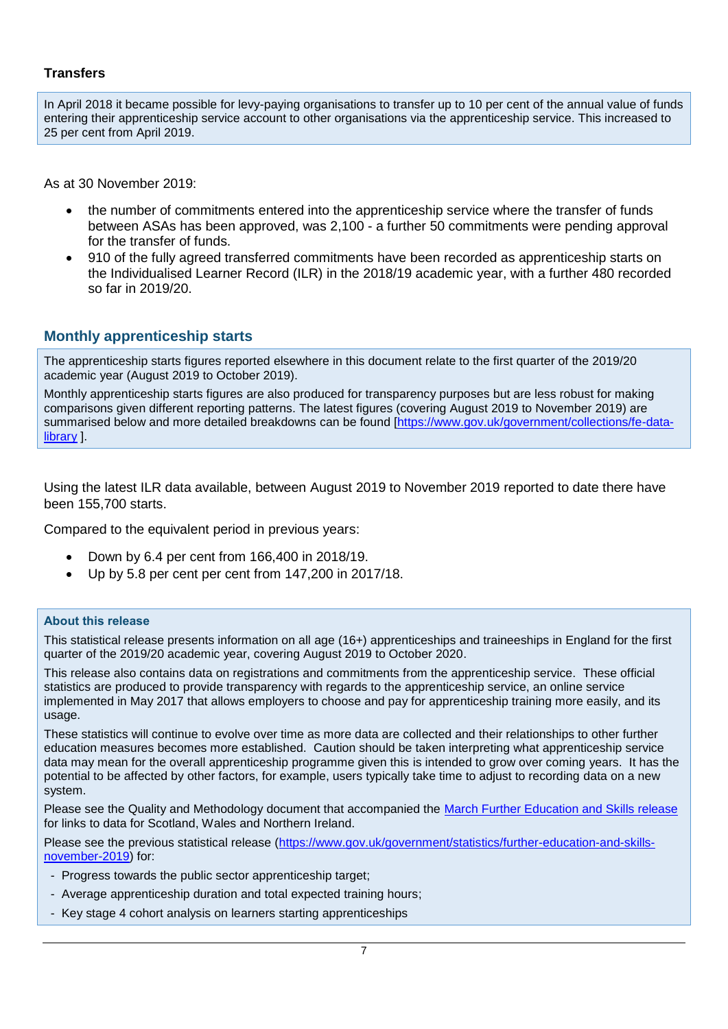### Transfers

In April 2018 it became possible for levy-paying organisations to transfer up to 10 per cent of the annual value of funds entering their apprenticeship service account to other organisations via the apprenticeship service. This increased to 25 per cent from April 2019.

As at 30 November 2019:

- the number of commitments entered into the apprenticeship service where the transfer of funds between ASAs has been approved, was 2,100 - a further 50 commitments were pending approval for the transfer of funds.
- 910 of the fully agreed transferred commitments have been recorded as apprenticeship starts on the Individualised Learner Record (ILR) in the 2018/19 academic year, with a further 480 recorded so far in 2019/20.

## Monthly apprenticeship starts

The apprenticeship starts figures reported elsewhere in this document relate to the first quarter of the 2019/20 academic year (August 2019 to October 2019).

Monthly apprenticeship starts figures are also produced for transparency purposes but are less robust for making comparisons given different reporting patterns. The latest figures (covering August 2019 to November 2019) are summarised below and more detailed breakdowns can be found [https://www.gov.uk/government/collections/fe-data-library ].

Using the latest ILR data available, between August 2019 to November 2019 reported to date there have been 155,700 starts.

Compared to the equivalent period in previous years:

- Down by 6.4 per cent from 166,400 in 2018/19.
- Up by 5.8 per cent per cent from 147,200 in 2017/18.

#### About this release

This statistical release presents information on all age (16+) apprenticeships and traineeships in England for the first quarter of the 2019/20 academic year, covering August 2019 to October 2020.

This release also contains data on registrations and commitments from the apprenticeship service. These official statistics are produced to provide transparency with regards to the apprenticeship service, an online service implemented in May 2017 that allows employers to choose and pay for apprenticeship training more easily, and its usage.

These statistics will continue to evolve over time as more data are collected and their relationships to other further education measures becomes more established. Caution should be taken interpreting what apprenticeship service data may mean for the overall apprenticeship programme given this is intended to grow over coming years. It has the potential to be affected by other factors, for example, users typically take time to adjust to recording data on a new system.

Please see the Quality and Methodology document that accompanied the March Further Education and Skills release for links to data for Scotland, Wales and Northern Ireland.

Please see the previous statistical release (https://www.gov.uk/government/statistics/further-education-and-skills-november-2019) for:

- Progress towards the public sector apprenticeship target;
- Average apprenticeship duration and total expected training hours;
- Key stage 4 cohort analysis on learners starting apprenticeships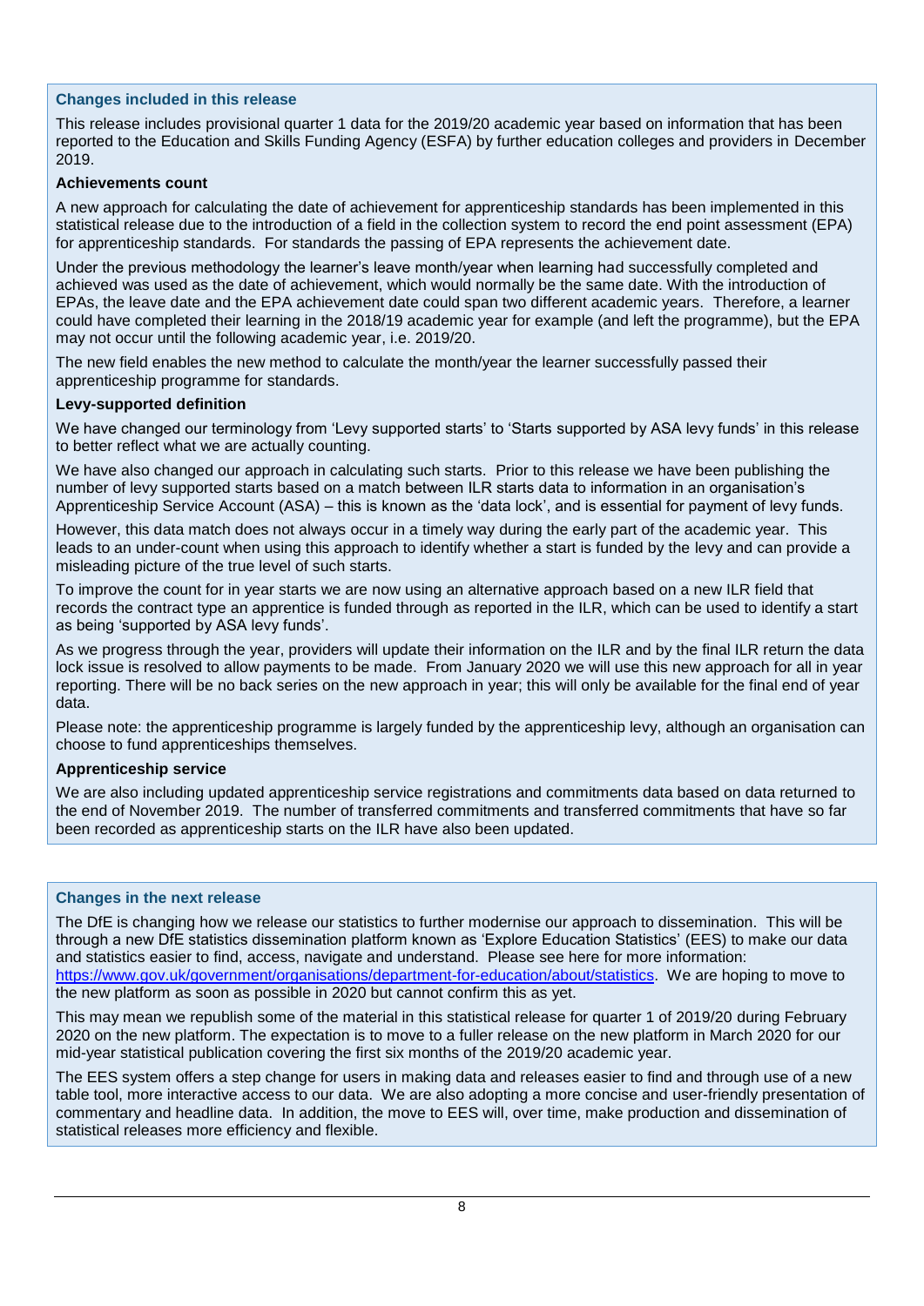### Changes included in this release

This release includes provisional quarter 1 data for the 2019/20 academic year based on information that has been reported to the Education and Skills Funding Agency (ESFA) by further education colleges and providers in December 2019.

#### Achievements count

A new approach for calculating the date of achievement for apprenticeship standards has been implemented in this statistical release due to the introduction of a field in the collection system to record the end point assessment (EPA) for apprenticeship standards. For standards the passing of EPA represents the achievement date.

Under the previous methodology the learner's leave month/year when learning had successfully completed and achieved was used as the date of achievement, which would normally be the same date. With the introduction of EPAs, the leave date and the EPA achievement date could span two different academic years. Therefore, a learner could have completed their learning in the 2018/19 academic year for example (and left the programme), but the EPA may not occur until the following academic year, i.e. 2019/20.

The new field enables the new method to calculate the month/year the learner successfully passed their apprenticeship programme for standards.

#### Levy-supported definition

We have changed our terminology from 'Levy supported starts' to 'Starts supported by ASA levy funds' in this release to better reflect what we are actually counting.

We have also changed our approach in calculating such starts. Prior to this release we have been publishing the number of levy supported starts based on a match between ILR starts data to information in an organisation's Apprenticeship Service Account (ASA) – this is known as the 'data lock', and is essential for payment of levy funds.

However, this data match does not always occur in a timely way during the early part of the academic year. This leads to an under-count when using this approach to identify whether a start is funded by the levy and can provide a misleading picture of the true level of such starts.

To improve the count for in year starts we are now using an alternative approach based on a new ILR field that records the contract type an apprentice is funded through as reported in the ILR, which can be used to identify a start as being 'supported by ASA levy funds'.

As we progress through the year, providers will update their information on the ILR and by the final ILR return the data lock issue is resolved to allow payments to be made. From January 2020 we will use this new approach for all in year reporting. There will be no back series on the new approach in year; this will only be available for the final end of year data.

Please note: the apprenticeship programme is largely funded by the apprenticeship levy, although an organisation can choose to fund apprenticeships themselves.

#### Apprenticeship service

We are also including updated apprenticeship service registrations and commitments data based on data returned to the end of November 2019. The number of transferred commitments and transferred commitments that have so far been recorded as apprenticeship starts on the ILR have also been updated.

### Changes in the next release

The DfE is changing how we release our statistics to further modernise our approach to dissemination. This will be through a new DfE statistics dissemination platform known as 'Explore Education Statistics' (EES) to make our data and statistics easier to find, access, navigate and understand. Please see here for more information: [https://www.gov.uk/government/organisations/department-for-education/about/statistics](https://www.gov.uk/government/organisations/department-for-education/about/statistics). We are hoping to move to the new platform as soon as possible in 2020 but cannot confirm this as yet.

This may mean we republish some of the material in this statistical release for quarter 1 of 2019/20 during February 2020 on the new platform. The expectation is to move to a fuller release on the new platform in March 2020 for our mid-year statistical publication covering the first six months of the 2019/20 academic year.

The EES system offers a step change for users in making data and releases easier to find and through use of a new table tool, more interactive access to our data. We are also adopting a more concise and user-friendly presentation of commentary and headline data. In addition, the move to EES will, over time, make production and dissemination of statistical releases more efficiency and flexible.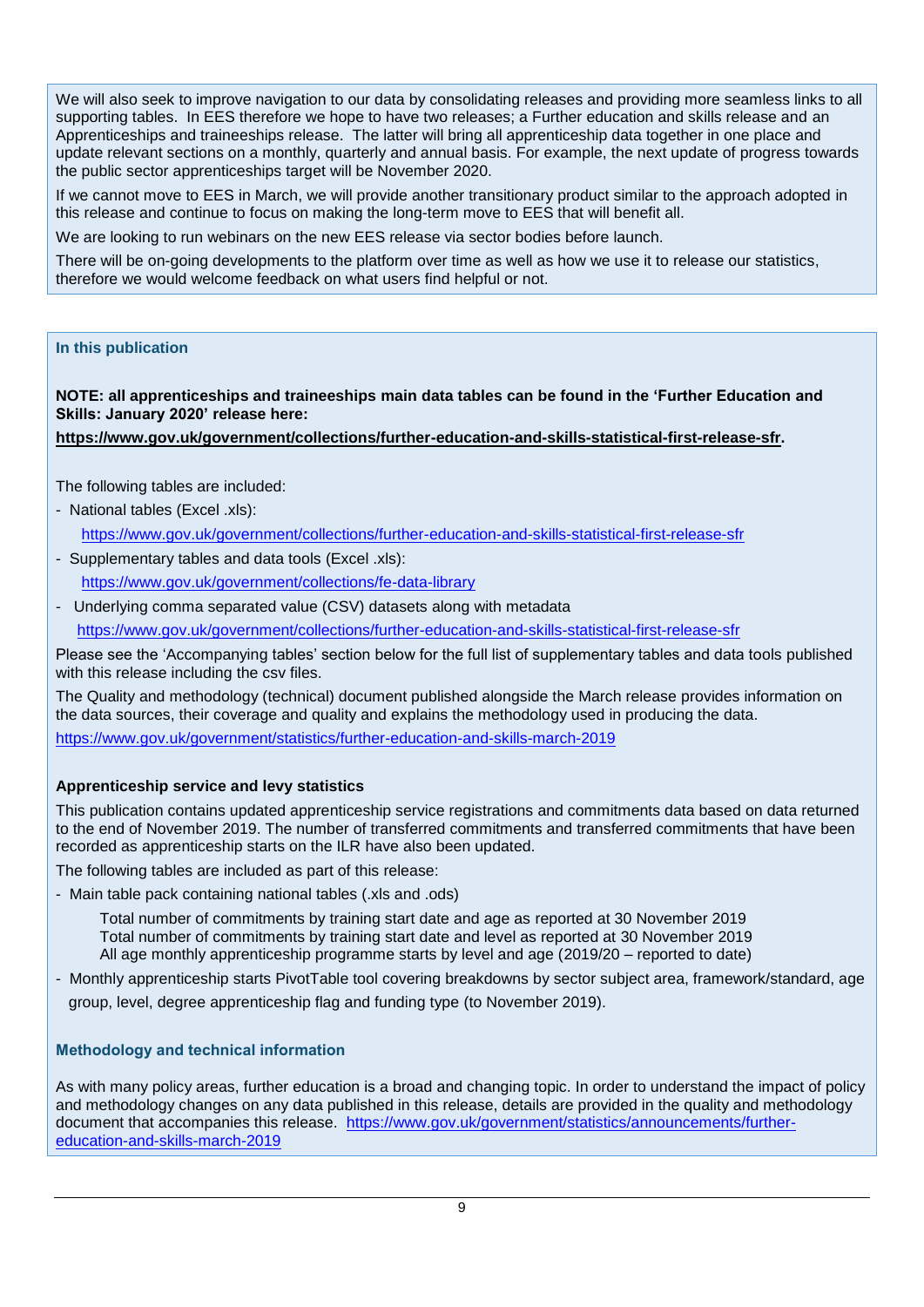We will also seek to improve navigation to our data by consolidating releases and providing more seamless links to all supporting tables. In EES therefore we hope to have two releases; a Further education and skills release and an Apprenticeships and traineeships release. The latter will bring all apprenticeship data together in one place and update relevant sections on a monthly, quarterly and annual basis. For example, the next update of progress towards the public sector apprenticeships target will be November 2020.

If we cannot move to EES in March, we will provide another transitionary product similar to the approach adopted in this release and continue to focus on making the long-term move to EES that will benefit all.

We are looking to run webinars on the new EES release via sector bodies before launch.

There will be on-going developments to the platform over time as well as how we use it to release our statistics, therefore we would welcome feedback on what users find helpful or not.

### In this publication

**NOTE: all apprenticeships and traineeships main data tables can be found in the 'Further Education and Skills: January 2020' release here:**

**https://www.gov.uk/government/collections/further-education-and-skills-statistical-first-release-sfr.**

The following tables are included:

- National tables (Excel .xls):
  https://www.gov.uk/government/collections/further-education-and-skills-statistical-first-release-sfr
- Supplementary tables and data tools (Excel .xls):
  https://www.gov.uk/government/collections/fe-data-library
- Underlying comma separated value (CSV) datasets along with metadata
  https://www.gov.uk/government/collections/further-education-and-skills-statistical-first-release-sfr

Please see the 'Accompanying tables' section below for the full list of supplementary tables and data tools published with this release including the csv files.

The Quality and methodology (technical) document published alongside the March release provides information on the data sources, their coverage and quality and explains the methodology used in producing the data.

https://www.gov.uk/government/statistics/further-education-and-skills-march-2019

#### Apprenticeship service and levy statistics

This publication contains updated apprenticeship service registrations and commitments data based on data returned to the end of November 2019. The number of transferred commitments and transferred commitments that have been recorded as apprenticeship starts on the ILR have also been updated.

The following tables are included as part of this release:

- Main table pack containing national tables (.xls and .ods)
  - Total number of commitments by training start date and age as reported at 30 November 2019
  - Total number of commitments by training start date and level as reported at 30 November 2019
  - All age monthly apprenticeship programme starts by level and age (2019/20 – reported to date)
- Monthly apprenticeship starts PivotTable tool covering breakdowns by sector subject area, framework/standard, age group, level, degree apprenticeship flag and funding type (to November 2019).

### Methodology and technical information

As with many policy areas, further education is a broad and changing topic. In order to understand the impact of policy and methodology changes on any data published in this release, details are provided in the quality and methodology document that accompanies this release. https://www.gov.uk/government/statistics/announcements/further-education-and-skills-march-2019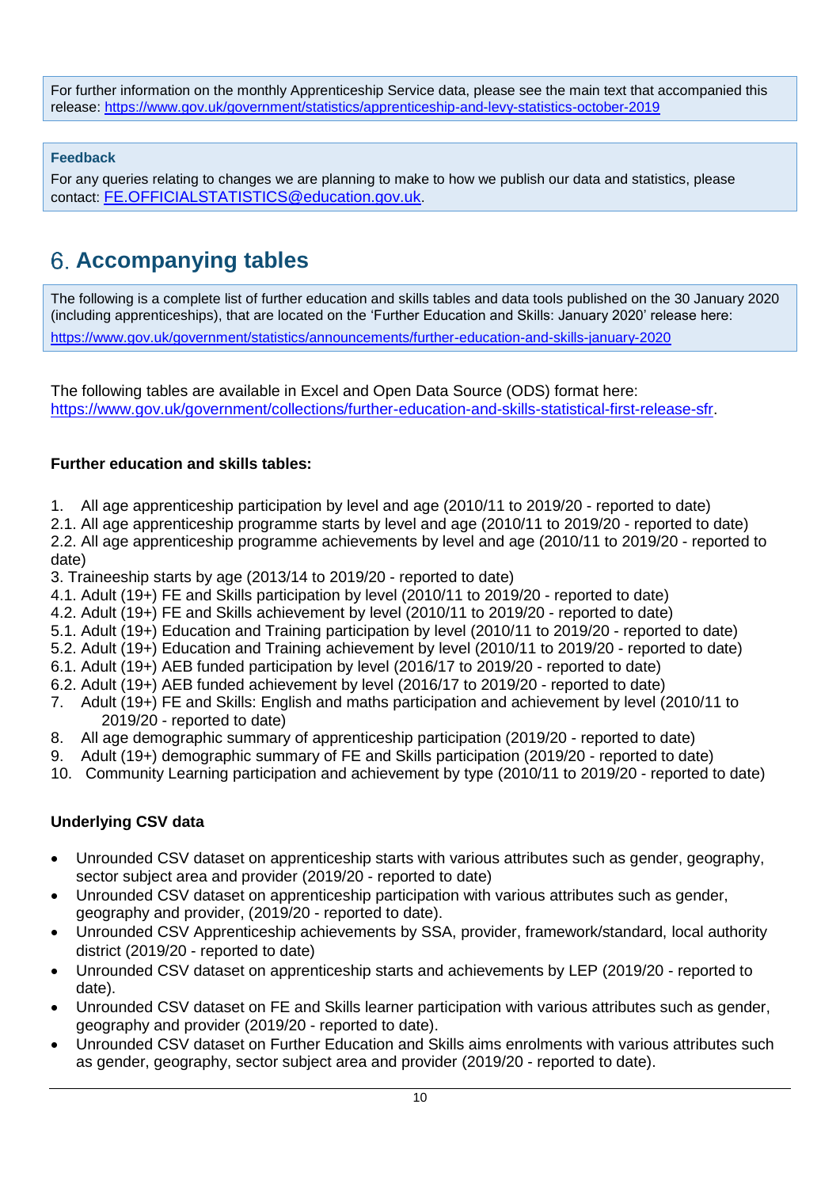For further information on the monthly Apprenticeship Service data, please see the main text that accompanied this release: https://www.gov.uk/government/statistics/apprenticeship-and-levy-statistics-october-2019

**Feedback**

For any queries relating to changes we are planning to make to how we publish our data and statistics, please contact: FE.OFFICIALSTATISTICS@education.gov.uk.

# 6. Accompanying tables

The following is a complete list of further education and skills tables and data tools published on the 30 January 2020 (including apprenticeships), that are located on the 'Further Education and Skills: January 2020' release here: https://www.gov.uk/government/statistics/announcements/further-education-and-skills-january-2020

The following tables are available in Excel and Open Data Source (ODS) format here: https://www.gov.uk/government/collections/further-education-and-skills-statistical-first-release-sfr.

**Further education and skills tables:**

1. All age apprenticeship participation by level and age (2010/11 to 2019/20 - reported to date)
2.1. All age apprenticeship programme starts by level and age (2010/11 to 2019/20 - reported to date)
2.2. All age apprenticeship programme achievements by level and age (2010/11 to 2019/20 - reported to date)
3. Traineeship starts by age (2013/14 to 2019/20 - reported to date)
4.1. Adult (19+) FE and Skills participation by level (2010/11 to 2019/20 - reported to date)
4.2. Adult (19+) FE and Skills achievement by level (2010/11 to 2019/20 - reported to date)
5.1. Adult (19+) Education and Training participation by level (2010/11 to 2019/20 - reported to date)
5.2. Adult (19+) Education and Training achievement by level (2010/11 to 2019/20 - reported to date)
6.1. Adult (19+) AEB funded participation by level (2016/17 to 2019/20 - reported to date)
6.2. Adult (19+) AEB funded achievement by level (2016/17 to 2019/20 - reported to date)
7. Adult (19+) FE and Skills: English and maths participation and achievement by level (2010/11 to 2019/20 - reported to date)
8. All age demographic summary of apprenticeship participation (2019/20 - reported to date)
9. Adult (19+) demographic summary of FE and Skills participation (2019/20 - reported to date)
10. Community Learning participation and achievement by type (2010/11 to 2019/20 - reported to date)

**Underlying CSV data**

- Unrounded CSV dataset on apprenticeship starts with various attributes such as gender, geography, sector subject area and provider (2019/20 - reported to date)
- Unrounded CSV dataset on apprenticeship participation with various attributes such as gender, geography and provider, (2019/20 - reported to date).
- Unrounded CSV Apprenticeship achievements by SSA, provider, framework/standard, local authority district (2019/20 - reported to date)
- Unrounded CSV dataset on apprenticeship starts and achievements by LEP (2019/20 - reported to date).
- Unrounded CSV dataset on FE and Skills learner participation with various attributes such as gender, geography and provider (2019/20 - reported to date).
- Unrounded CSV dataset on Further Education and Skills aims enrolments with various attributes such as gender, geography, sector subject area and provider (2019/20 - reported to date).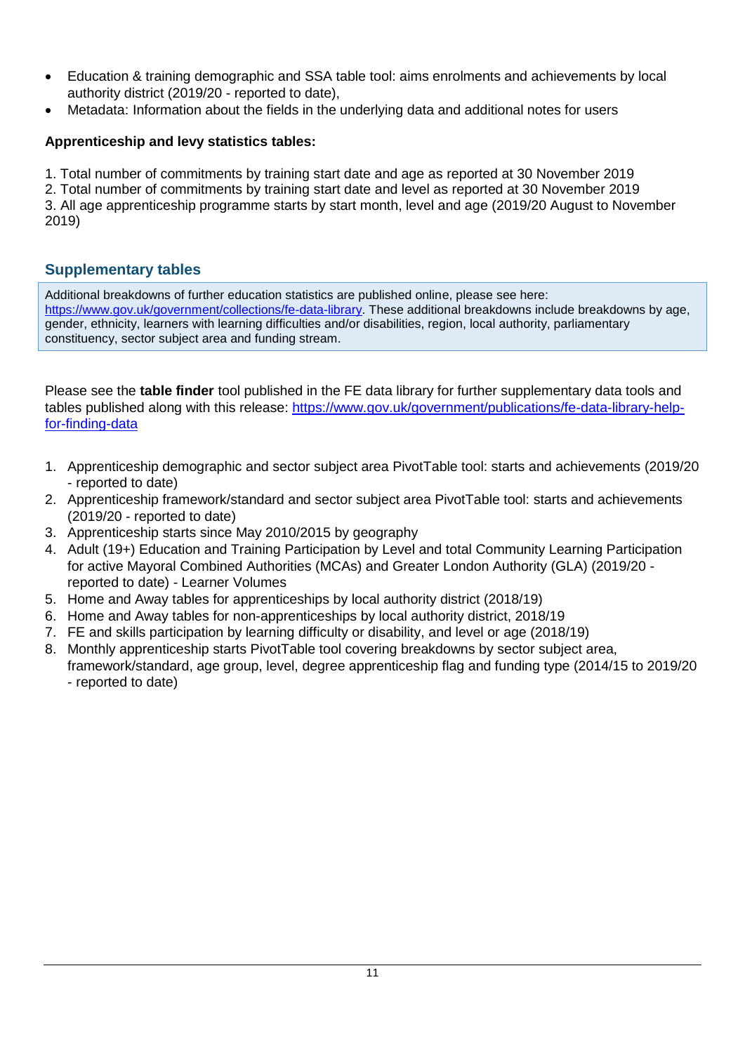- Education & training demographic and SSA table tool: aims enrolments and achievements by local authority district (2019/20 - reported to date),
- Metadata: Information about the fields in the underlying data and additional notes for users

**Apprenticeship and levy statistics tables:**

1. Total number of commitments by training start date and age as reported at 30 November 2019
2. Total number of commitments by training start date and level as reported at 30 November 2019
3. All age apprenticeship programme starts by start month, level and age (2019/20 August to November 2019)

## Supplementary tables

Additional breakdowns of further education statistics are published online, please see here: [https://www.gov.uk/government/collections/fe-data-library](https://www.gov.uk/government/collections/fe-data-library). These additional breakdowns include breakdowns by age, gender, ethnicity, learners with learning difficulties and/or disabilities, region, local authority, parliamentary constituency, sector subject area and funding stream.

Please see the **table finder** tool published in the FE data library for further supplementary data tools and tables published along with this release: [https://www.gov.uk/government/publications/fe-data-library-help-for-finding-data](https://www.gov.uk/government/publications/fe-data-library-help-for-finding-data)

1. Apprenticeship demographic and sector subject area PivotTable tool: starts and achievements (2019/20 - reported to date)
2. Apprenticeship framework/standard and sector subject area PivotTable tool: starts and achievements (2019/20 - reported to date)
3. Apprenticeship starts since May 2010/2015 by geography
4. Adult (19+) Education and Training Participation by Level and total Community Learning Participation for active Mayoral Combined Authorities (MCAs) and Greater London Authority (GLA) (2019/20 - reported to date) - Learner Volumes
5. Home and Away tables for apprenticeships by local authority district (2018/19)
6. Home and Away tables for non-apprenticeships by local authority district, 2018/19
7. FE and skills participation by learning difficulty or disability, and level or age (2018/19)
8. Monthly apprenticeship starts PivotTable tool covering breakdowns by sector subject area, framework/standard, age group, level, degree apprenticeship flag and funding type (2014/15 to 2019/20 - reported to date)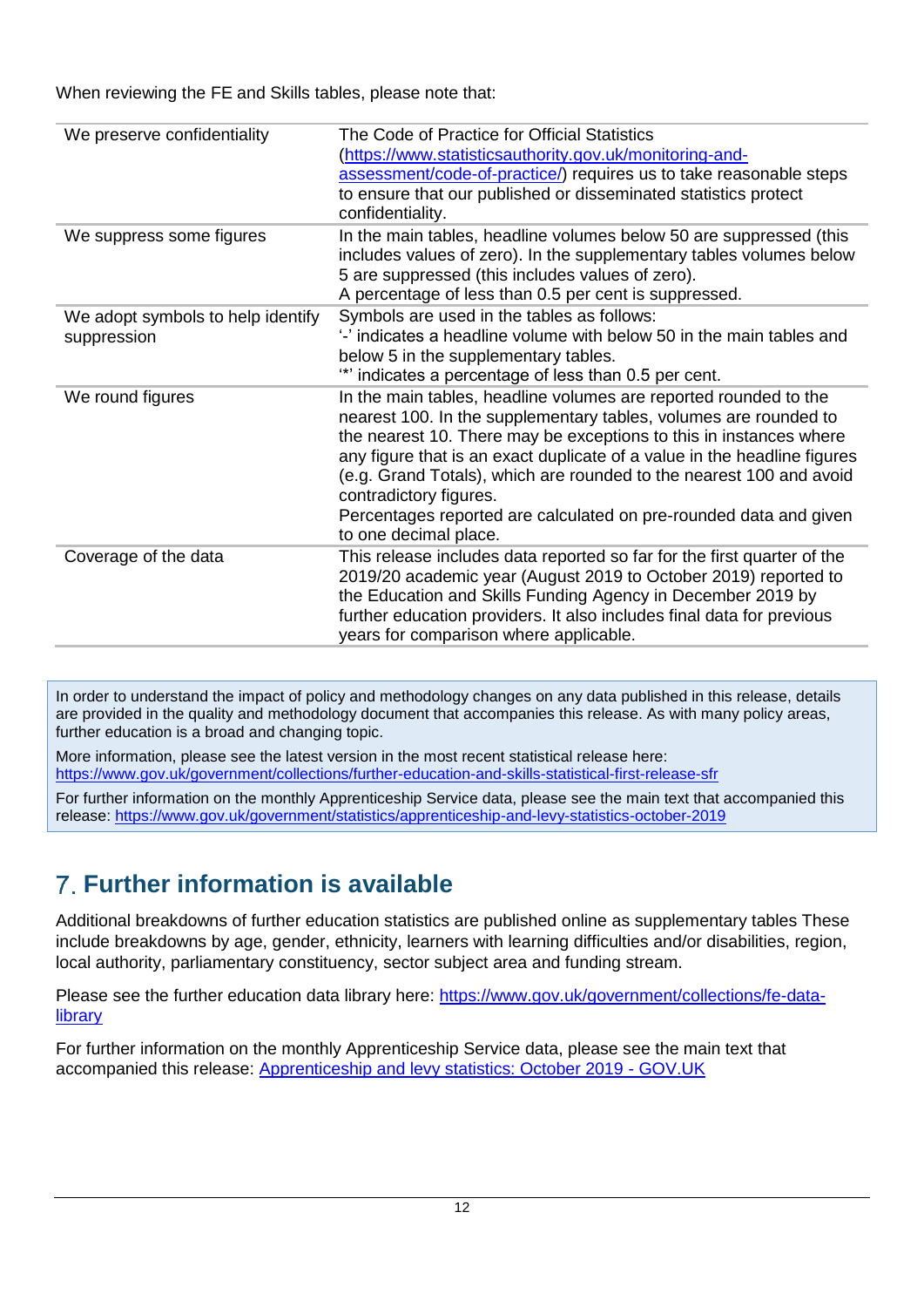When reviewing the FE and Skills tables, please note that:

| | |
|---|---|
| We preserve confidentiality | The Code of Practice for Official Statistics (https://www.statisticsauthority.gov.uk/monitoring-and-assessment/code-of-practice/) requires us to take reasonable steps to ensure that our published or disseminated statistics protect confidentiality. |
| We suppress some figures | In the main tables, headline volumes below 50 are suppressed (this includes values of zero). In the supplementary tables volumes below 5 are suppressed (this includes values of zero). A percentage of less than 0.5 per cent is suppressed. |
| We adopt symbols to help identify suppression | Symbols are used in the tables as follows: '-' indicates a headline volume with below 50 in the main tables and below 5 in the supplementary tables. '*' indicates a percentage of less than 0.5 per cent. |
| We round figures | In the main tables, headline volumes are reported rounded to the nearest 100. In the supplementary tables, volumes are rounded to the nearest 10. There may be exceptions to this in instances where any figure that is an exact duplicate of a value in the headline figures (e.g. Grand Totals), which are rounded to the nearest 100 and avoid contradictory figures. Percentages reported are calculated on pre-rounded data and given to one decimal place. |
| Coverage of the data | This release includes data reported so far for the first quarter of the 2019/20 academic year (August 2019 to October 2019) reported to the Education and Skills Funding Agency in December 2019 by further education providers. It also includes final data for previous years for comparison where applicable. |

In order to understand the impact of policy and methodology changes on any data published in this release, details are provided in the quality and methodology document that accompanies this release. As with many policy areas, further education is a broad and changing topic.

More information, please see the latest version in the most recent statistical release here: https://www.gov.uk/government/collections/further-education-and-skills-statistical-first-release-sfr

For further information on the monthly Apprenticeship Service data, please see the main text that accompanied this release: https://www.gov.uk/government/statistics/apprenticeship-and-levy-statistics-october-2019

## 7. Further information is available

Additional breakdowns of further education statistics are published online as supplementary tables These include breakdowns by age, gender, ethnicity, learners with learning difficulties and/or disabilities, region, local authority, parliamentary constituency, sector subject area and funding stream.

Please see the further education data library here: https://www.gov.uk/government/collections/fe-data-library

For further information on the monthly Apprenticeship Service data, please see the main text that accompanied this release: Apprenticeship and levy statistics: October 2019 - GOV.UK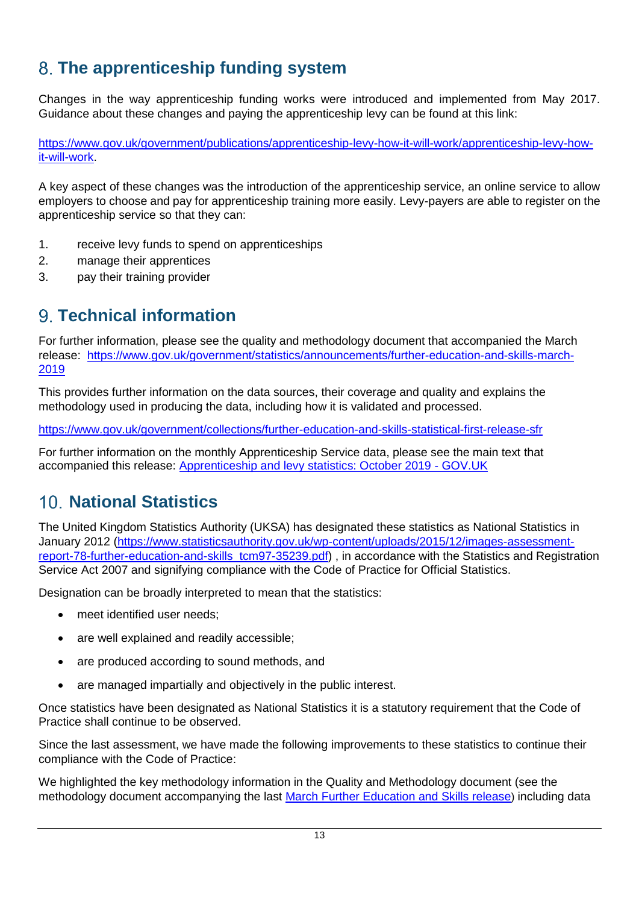## 8. The apprenticeship funding system

Changes in the way apprenticeship funding works were introduced and implemented from May 2017. Guidance about these changes and paying the apprenticeship levy can be found at this link:

https://www.gov.uk/government/publications/apprenticeship-levy-how-it-will-work/apprenticeship-levy-how-it-will-work.

A key aspect of these changes was the introduction of the apprenticeship service, an online service to allow employers to choose and pay for apprenticeship training more easily. Levy-payers are able to register on the apprenticeship service so that they can:

1. receive levy funds to spend on apprenticeships
2. manage their apprentices
3. pay their training provider

## 9. Technical information

For further information, please see the quality and methodology document that accompanied the March release: https://www.gov.uk/government/statistics/announcements/further-education-and-skills-march-2019

This provides further information on the data sources, their coverage and quality and explains the methodology used in producing the data, including how it is validated and processed.

https://www.gov.uk/government/collections/further-education-and-skills-statistical-first-release-sfr

For further information on the monthly Apprenticeship Service data, please see the main text that accompanied this release: Apprenticeship and levy statistics: October 2019 - GOV.UK

## 10. National Statistics

The United Kingdom Statistics Authority (UKSA) has designated these statistics as National Statistics in January 2012 (https://www.statisticsauthority.gov.uk/wp-content/uploads/2015/12/images-assessment-report-78-further-education-and-skills_tcm97-35239.pdf) , in accordance with the Statistics and Registration Service Act 2007 and signifying compliance with the Code of Practice for Official Statistics.

Designation can be broadly interpreted to mean that the statistics:

- meet identified user needs;
- are well explained and readily accessible;
- are produced according to sound methods, and
- are managed impartially and objectively in the public interest.

Once statistics have been designated as National Statistics it is a statutory requirement that the Code of Practice shall continue to be observed.

Since the last assessment, we have made the following improvements to these statistics to continue their compliance with the Code of Practice:

We highlighted the key methodology information in the Quality and Methodology document (see the methodology document accompanying the last March Further Education and Skills release) including data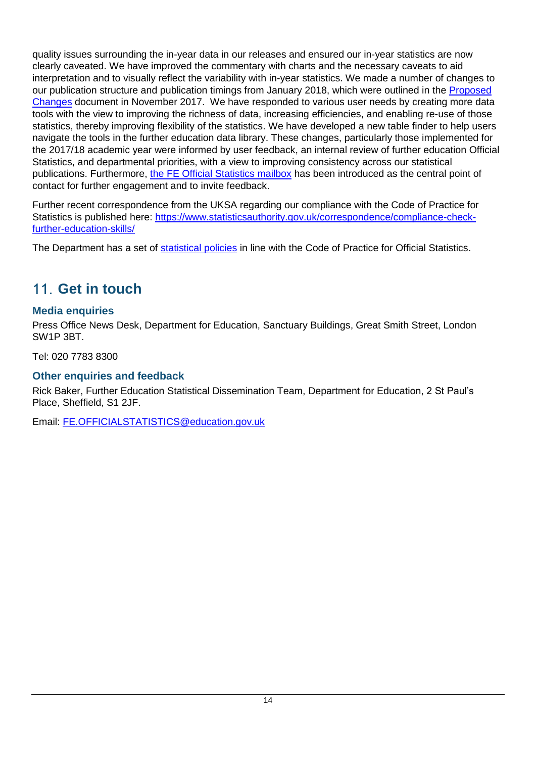quality issues surrounding the in-year data in our releases and ensured our in-year statistics are now clearly caveated. We have improved the commentary with charts and the necessary caveats to aid interpretation and to visually reflect the variability with in-year statistics. We made a number of changes to our publication structure and publication timings from January 2018, which were outlined in the [Proposed Changes]() document in November 2017. We have responded to various user needs by creating more data tools with the view to improving the richness of data, increasing efficiencies, and enabling re-use of those statistics, thereby improving flexibility of the statistics. We have developed a new table finder to help users navigate the tools in the further education data library. These changes, particularly those implemented for the 2017/18 academic year were informed by user feedback, an internal review of further education Official Statistics, and departmental priorities, with a view to improving consistency across our statistical publications. Furthermore, [the FE Official Statistics mailbox]() has been introduced as the central point of contact for further engagement and to invite feedback.

Further recent correspondence from the UKSA regarding our compliance with the Code of Practice for Statistics is published here: https://www.statisticsauthority.gov.uk/correspondence/compliance-check-further-education-skills/

The Department has a set of [statistical policies]() in line with the Code of Practice for Official Statistics.

## 11. Get in touch

### Media enquiries

Press Office News Desk, Department for Education, Sanctuary Buildings, Great Smith Street, London SW1P 3BT.

Tel: 020 7783 8300

### Other enquiries and feedback

Rick Baker, Further Education Statistical Dissemination Team, Department for Education, 2 St Paul's Place, Sheffield, S1 2JF.

Email: FE.OFFICIALSTATISTICS@education.gov.uk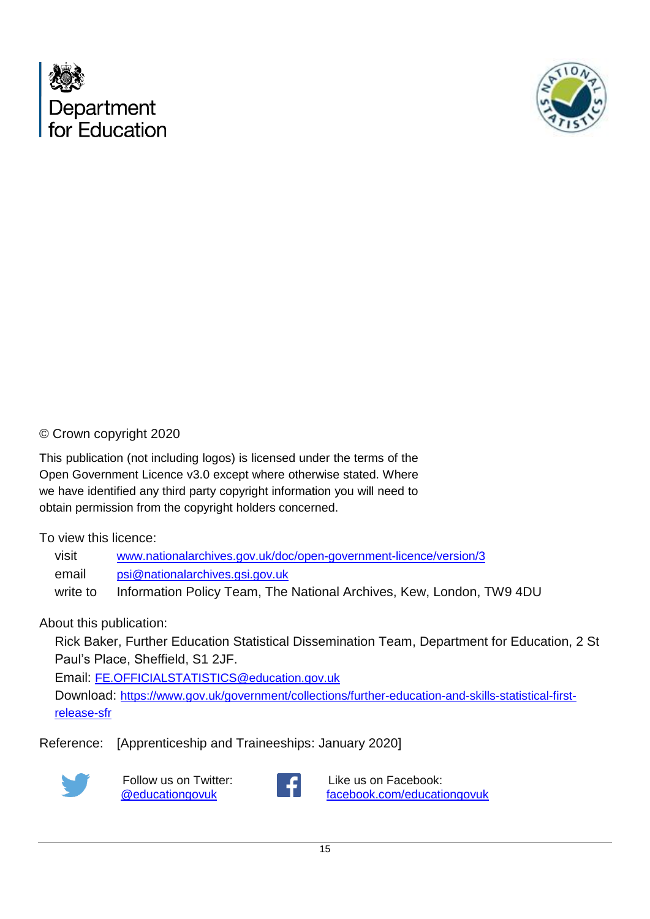Department for Education

© Crown copyright 2020

This publication (not including logos) is licensed under the terms of the Open Government Licence v3.0 except where otherwise stated. Where we have identified any third party copyright information you will need to obtain permission from the copyright holders concerned.

To view this licence:

| | |
|---|---|
| visit | www.nationalarchives.gov.uk/doc/open-government-licence/version/3 |
| email | psi@nationalarchives.gsi.gov.uk |
| write to | Information Policy Team, The National Archives, Kew, London, TW9 4DU |

About this publication:

Rick Baker, Further Education Statistical Dissemination Team, Department for Education, 2 St Paul's Place, Sheffield, S1 2JF.

Email: FE.OFFICIALSTATISTICS@education.gov.uk

Download: https://www.gov.uk/government/collections/further-education-and-skills-statistical-first-release-sfr

Reference: [Apprenticeship and Traineeships: January 2020]

Follow us on Twitter: @educationgovuk

Like us on Facebook: facebook.com/educationgovuk